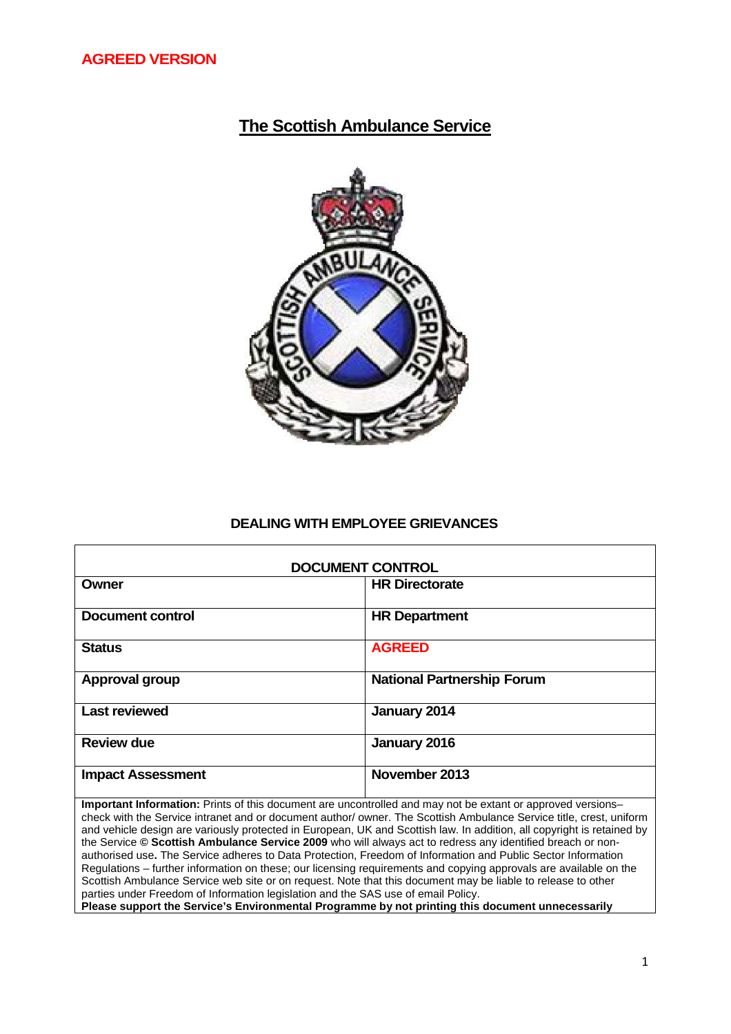**AGREED VERSION**

# The Scottish Ambulance Service

## DEALING WITH EMPLOYEE GRIEVANCES

| DOCUMENT CONTROL | |
|---|---|
| **Owner** | **HR Directorate** |
| **Document control** | **HR Department** |
| **Status** | **AGREED** |
| **Approval group** | **National Partnership Forum** |
| **Last reviewed** | **January 2014** |
| **Review due** | **January 2016** |
| **Impact Assessment** | **November 2013** |

**Important Information:** Prints of this document are uncontrolled and may not be extant or approved versions– check with the Service intranet and or document author/ owner. The Scottish Ambulance Service title, crest, uniform and vehicle design are variously protected in European, UK and Scottish law. In addition, all copyright is retained by the Service **© Scottish Ambulance Service 2009** who will always act to redress any identified breach or non-authorised use**.** The Service adheres to Data Protection, Freedom of Information and Public Sector Information Regulations – further information on these; our licensing requirements and copying approvals are available on the Scottish Ambulance Service web site or on request. Note that this document may be liable to release to other parties under Freedom of Information legislation and the SAS use of email Policy.
**Please support the Service's Environmental Programme by not printing this document unnecessarily**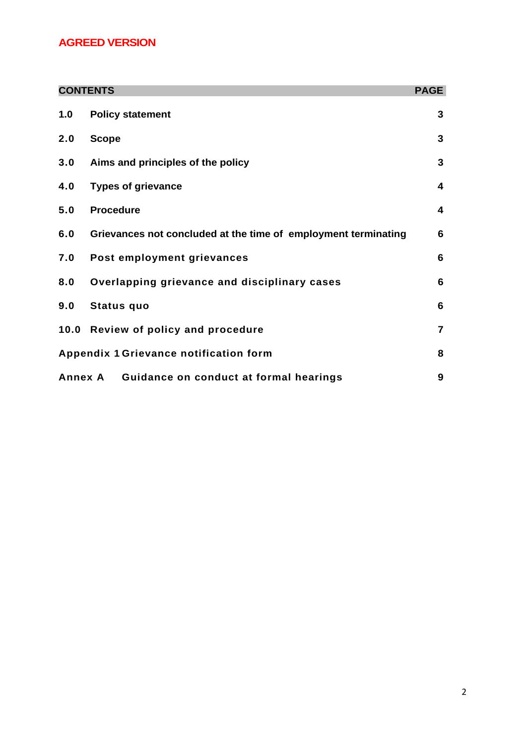**AGREED VERSION**

| CONTENTS | | PAGE |
|---|---|---|
| **1.0** | **Policy statement** | **3** |
| **2.0** | **Scope** | **3** |
| **3.0** | **Aims and principles of the policy** | **3** |
| **4.0** | **Types of grievance** | **4** |
| **5.0** | **Procedure** | **4** |
| **6.0** | **Grievances not concluded at the time of employment terminating** | **6** |
| **7.0** | **Post employment grievances** | **6** |
| **8.0** | **Overlapping grievance and disciplinary cases** | **6** |
| **9.0** | **Status quo** | **6** |
| **10.0** | **Review of policy and procedure** | **7** |
| **Appendix 1** | **Grievance notification form** | **8** |
| **Annex A** | **Guidance on conduct at formal hearings** | **9** |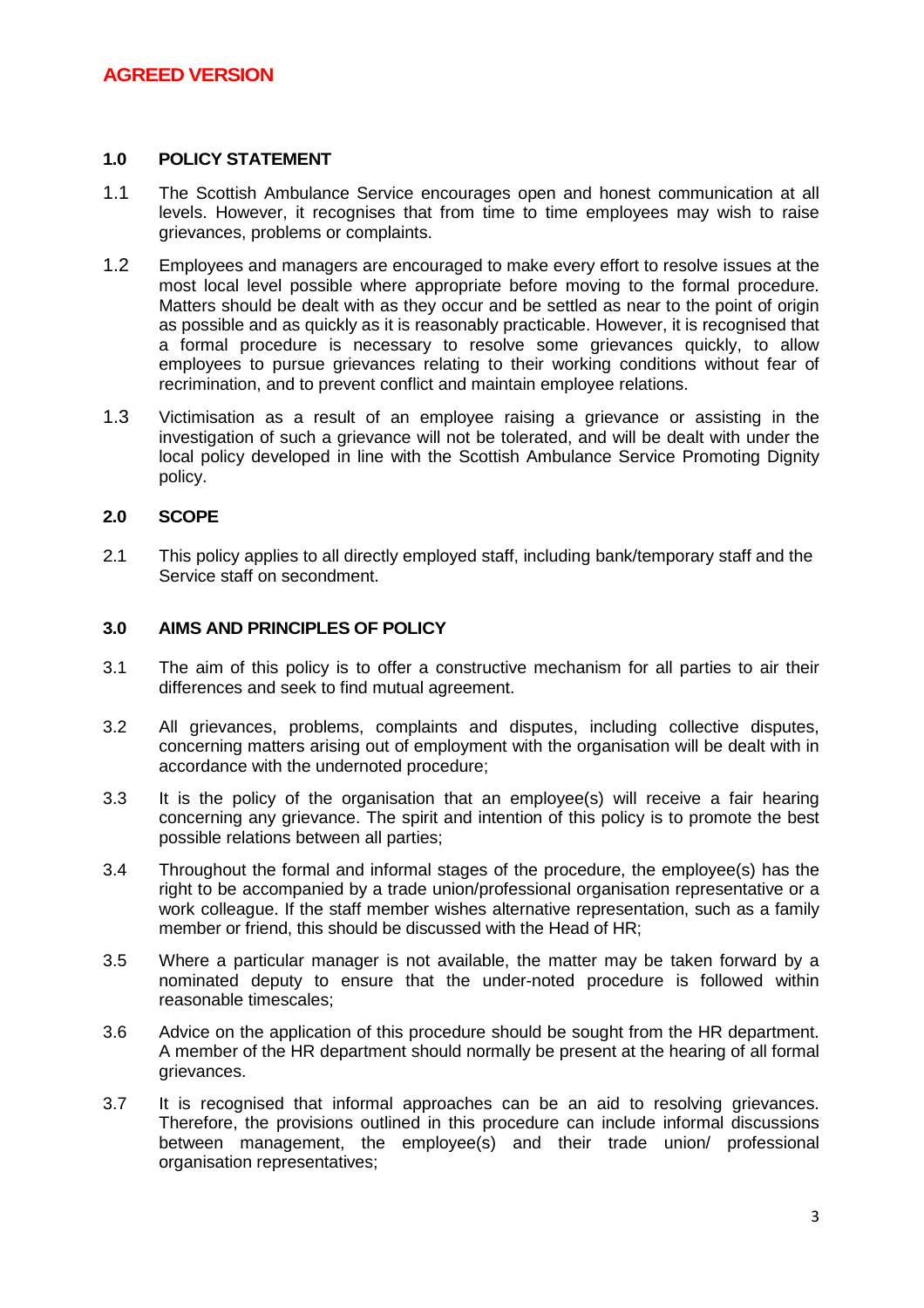**AGREED VERSION**

## 1.0 POLICY STATEMENT

1.1 The Scottish Ambulance Service encourages open and honest communication at all levels. However, it recognises that from time to time employees may wish to raise grievances, problems or complaints.

1.2 Employees and managers are encouraged to make every effort to resolve issues at the most local level possible where appropriate before moving to the formal procedure. Matters should be dealt with as they occur and be settled as near to the point of origin as possible and as quickly as it is reasonably practicable. However, it is recognised that a formal procedure is necessary to resolve some grievances quickly, to allow employees to pursue grievances relating to their working conditions without fear of recrimination, and to prevent conflict and maintain employee relations.

1.3 Victimisation as a result of an employee raising a grievance or assisting in the investigation of such a grievance will not be tolerated, and will be dealt with under the local policy developed in line with the Scottish Ambulance Service Promoting Dignity policy.

## 2.0 SCOPE

2.1 This policy applies to all directly employed staff, including bank/temporary staff and the Service staff on secondment.

## 3.0 AIMS AND PRINCIPLES OF POLICY

3.1 The aim of this policy is to offer a constructive mechanism for all parties to air their differences and seek to find mutual agreement.

3.2 All grievances, problems, complaints and disputes, including collective disputes, concerning matters arising out of employment with the organisation will be dealt with in accordance with the undernoted procedure;

3.3 It is the policy of the organisation that an employee(s) will receive a fair hearing concerning any grievance. The spirit and intention of this policy is to promote the best possible relations between all parties;

3.4 Throughout the formal and informal stages of the procedure, the employee(s) has the right to be accompanied by a trade union/professional organisation representative or a work colleague. If the staff member wishes alternative representation, such as a family member or friend, this should be discussed with the Head of HR;

3.5 Where a particular manager is not available, the matter may be taken forward by a nominated deputy to ensure that the under-noted procedure is followed within reasonable timescales;

3.6 Advice on the application of this procedure should be sought from the HR department. A member of the HR department should normally be present at the hearing of all formal grievances.

3.7 It is recognised that informal approaches can be an aid to resolving grievances. Therefore, the provisions outlined in this procedure can include informal discussions between management, the employee(s) and their trade union/ professional organisation representatives;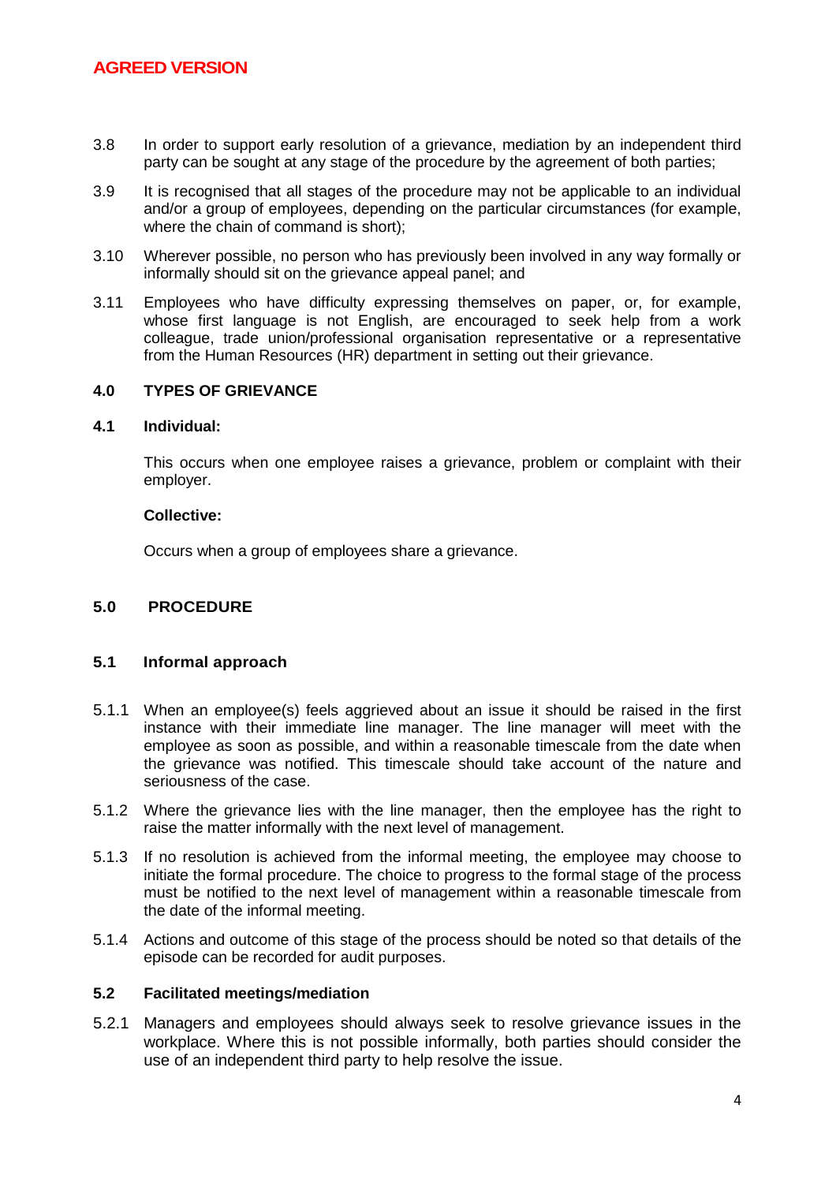3.8 In order to support early resolution of a grievance, mediation by an independent third party can be sought at any stage of the procedure by the agreement of both parties;

3.9 It is recognised that all stages of the procedure may not be applicable to an individual and/or a group of employees, depending on the particular circumstances (for example, where the chain of command is short);

3.10 Wherever possible, no person who has previously been involved in any way formally or informally should sit on the grievance appeal panel; and

3.11 Employees who have difficulty expressing themselves on paper, or, for example, whose first language is not English, are encouraged to seek help from a work colleague, trade union/professional organisation representative or a representative from the Human Resources (HR) department in setting out their grievance.

## 4.0 TYPES OF GRIEVANCE

### 4.1 Individual:

This occurs when one employee raises a grievance, problem or complaint with their employer.

**Collective:**

Occurs when a group of employees share a grievance.

## 5.0 PROCEDURE

### 5.1 Informal approach

5.1.1 When an employee(s) feels aggrieved about an issue it should be raised in the first instance with their immediate line manager. The line manager will meet with the employee as soon as possible, and within a reasonable timescale from the date when the grievance was notified. This timescale should take account of the nature and seriousness of the case.

5.1.2 Where the grievance lies with the line manager, then the employee has the right to raise the matter informally with the next level of management.

5.1.3 If no resolution is achieved from the informal meeting, the employee may choose to initiate the formal procedure. The choice to progress to the formal stage of the process must be notified to the next level of management within a reasonable timescale from the date of the informal meeting.

5.1.4 Actions and outcome of this stage of the process should be noted so that details of the episode can be recorded for audit purposes.

### 5.2 Facilitated meetings/mediation

5.2.1 Managers and employees should always seek to resolve grievance issues in the workplace. Where this is not possible informally, both parties should consider the use of an independent third party to help resolve the issue.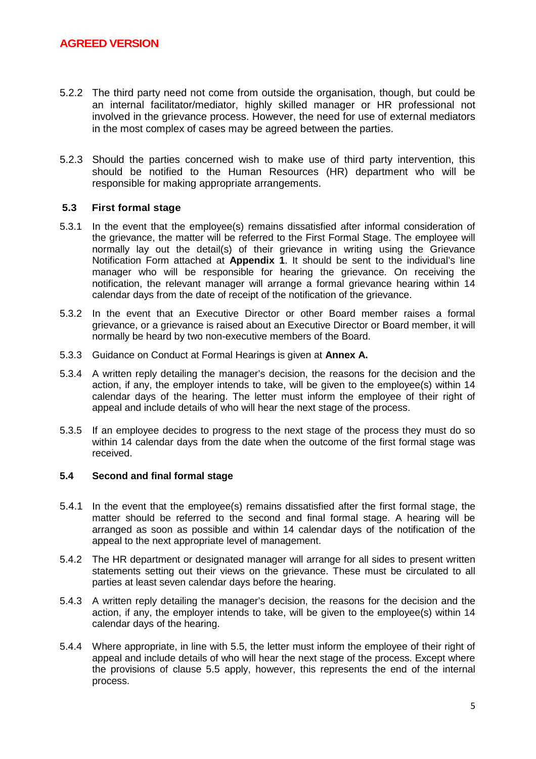5.2.2 The third party need not come from outside the organisation, though, but could be an internal facilitator/mediator, highly skilled manager or HR professional not involved in the grievance process. However, the need for use of external mediators in the most complex of cases may be agreed between the parties.

5.2.3 Should the parties concerned wish to make use of third party intervention, this should be notified to the Human Resources (HR) department who will be responsible for making appropriate arrangements.

### 5.3 First formal stage

5.3.1 In the event that the employee(s) remains dissatisfied after informal consideration of the grievance, the matter will be referred to the First Formal Stage. The employee will normally lay out the detail(s) of their grievance in writing using the Grievance Notification Form attached at **Appendix 1**. It should be sent to the individual's line manager who will be responsible for hearing the grievance. On receiving the notification, the relevant manager will arrange a formal grievance hearing within 14 calendar days from the date of receipt of the notification of the grievance.

5.3.2 In the event that an Executive Director or other Board member raises a formal grievance, or a grievance is raised about an Executive Director or Board member, it will normally be heard by two non-executive members of the Board.

5.3.3 Guidance on Conduct at Formal Hearings is given at **Annex A.**

5.3.4 A written reply detailing the manager's decision, the reasons for the decision and the action, if any, the employer intends to take, will be given to the employee(s) within 14 calendar days of the hearing. The letter must inform the employee of their right of appeal and include details of who will hear the next stage of the process.

5.3.5 If an employee decides to progress to the next stage of the process they must do so within 14 calendar days from the date when the outcome of the first formal stage was received.

### 5.4 Second and final formal stage

5.4.1 In the event that the employee(s) remains dissatisfied after the first formal stage, the matter should be referred to the second and final formal stage. A hearing will be arranged as soon as possible and within 14 calendar days of the notification of the appeal to the next appropriate level of management.

5.4.2 The HR department or designated manager will arrange for all sides to present written statements setting out their views on the grievance. These must be circulated to all parties at least seven calendar days before the hearing.

5.4.3 A written reply detailing the manager's decision, the reasons for the decision and the action, if any, the employer intends to take, will be given to the employee(s) within 14 calendar days of the hearing.

5.4.4 Where appropriate, in line with 5.5, the letter must inform the employee of their right of appeal and include details of who will hear the next stage of the process. Except where the provisions of clause 5.5 apply, however, this represents the end of the internal process.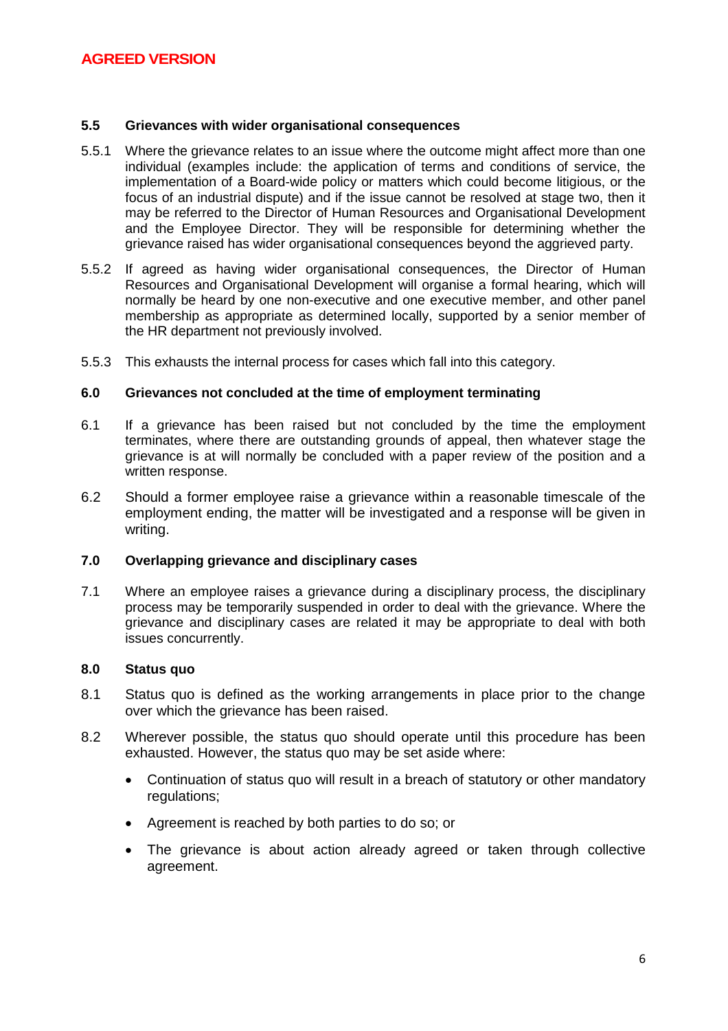**AGREED VERSION**

### 5.5 Grievances with wider organisational consequences

5.5.1 Where the grievance relates to an issue where the outcome might affect more than one individual (examples include: the application of terms and conditions of service, the implementation of a Board-wide policy or matters which could become litigious, or the focus of an industrial dispute) and if the issue cannot be resolved at stage two, then it may be referred to the Director of Human Resources and Organisational Development and the Employee Director. They will be responsible for determining whether the grievance raised has wider organisational consequences beyond the aggrieved party.

5.5.2 If agreed as having wider organisational consequences, the Director of Human Resources and Organisational Development will organise a formal hearing, which will normally be heard by one non-executive and one executive member, and other panel membership as appropriate as determined locally, supported by a senior member of the HR department not previously involved.

5.5.3 This exhausts the internal process for cases which fall into this category.

## 6.0 Grievances not concluded at the time of employment terminating

6.1 If a grievance has been raised but not concluded by the time the employment terminates, where there are outstanding grounds of appeal, then whatever stage the grievance is at will normally be concluded with a paper review of the position and a written response.

6.2 Should a former employee raise a grievance within a reasonable timescale of the employment ending, the matter will be investigated and a response will be given in writing.

## 7.0 Overlapping grievance and disciplinary cases

7.1 Where an employee raises a grievance during a disciplinary process, the disciplinary process may be temporarily suspended in order to deal with the grievance. Where the grievance and disciplinary cases are related it may be appropriate to deal with both issues concurrently.

## 8.0 Status quo

8.1 Status quo is defined as the working arrangements in place prior to the change over which the grievance has been raised.

8.2 Wherever possible, the status quo should operate until this procedure has been exhausted. However, the status quo may be set aside where:

- Continuation of status quo will result in a breach of statutory or other mandatory regulations;
- Agreement is reached by both parties to do so; or
- The grievance is about action already agreed or taken through collective agreement.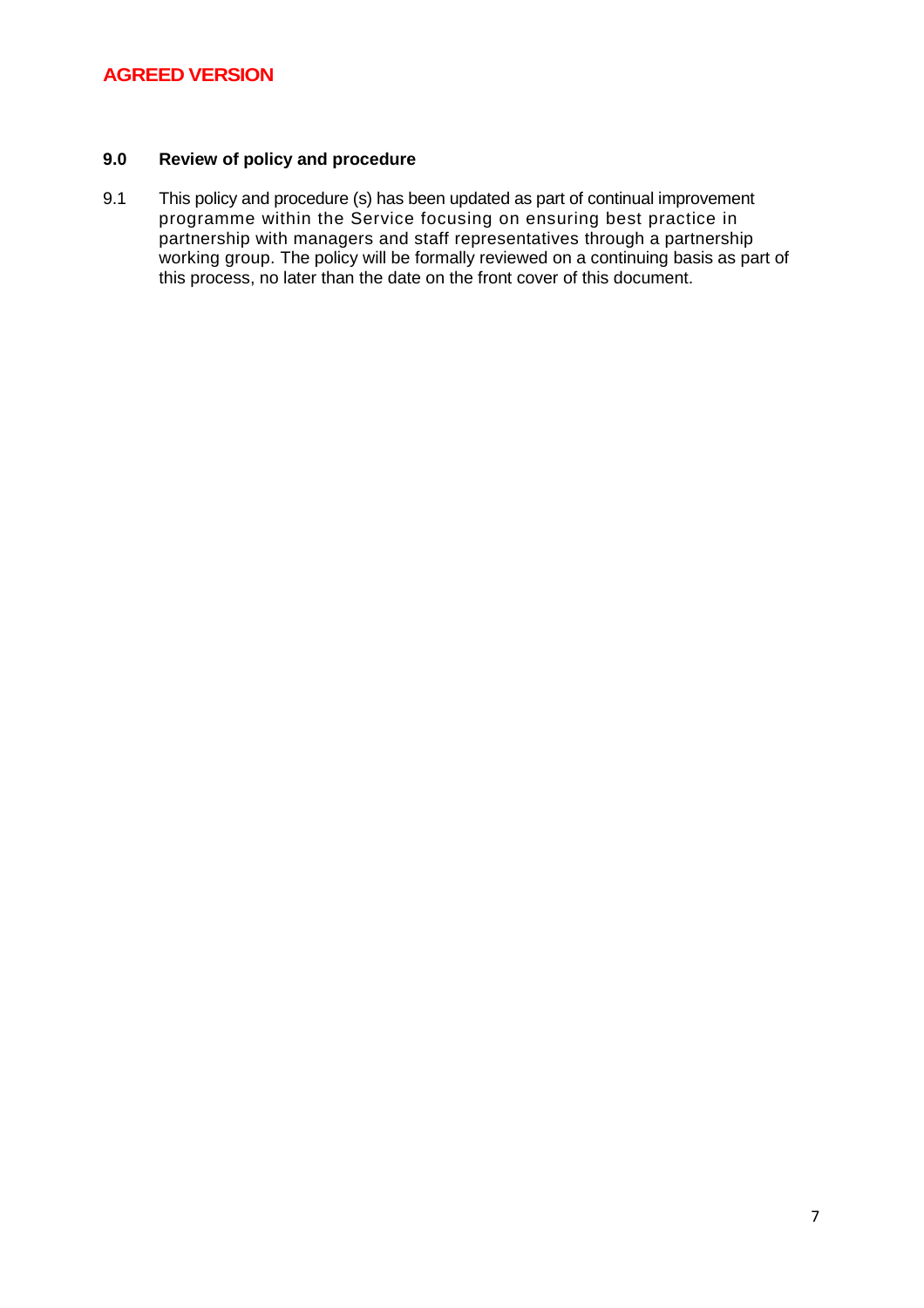**AGREED VERSION**

## 9.0 Review of policy and procedure

9.1 This policy and procedure (s) has been updated as part of continual improvement programme within the Service focusing on ensuring best practice in partnership with managers and staff representatives through a partnership working group. The policy will be formally reviewed on a continuing basis as part of this process, no later than the date on the front cover of this document.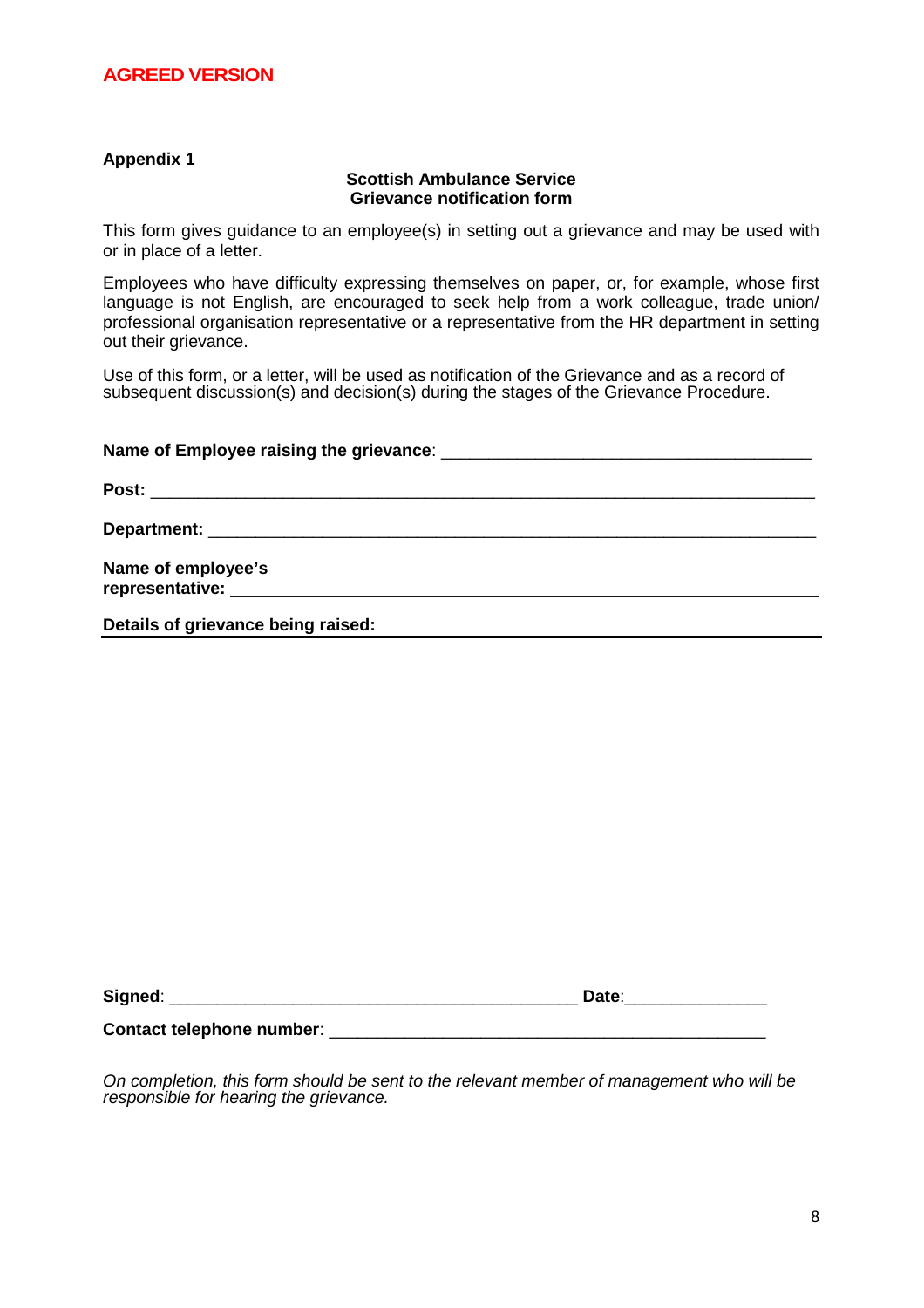**AGREED VERSION**

**Appendix 1**

**Scottish Ambulance Service**
**Grievance notification form**

This form gives guidance to an employee(s) in setting out a grievance and may be used with or in place of a letter.

Employees who have difficulty expressing themselves on paper, or, for example, whose first language is not English, are encouraged to seek help from a work colleague, trade union/ professional organisation representative or a representative from the HR department in setting out their grievance.

Use of this form, or a letter, will be used as notification of the Grievance and as a record of subsequent discussion(s) and decision(s) during the stages of the Grievance Procedure.

**Name of Employee raising the grievance**: ______________________________________

**Post:** ______________________________________________________________________

**Department:** _________________________________________________________________

**Name of employee's representative:** _________________________________________________

**Details of grievance being raised:**

**Signed**: __________________________________________ **Date**:______________

**Contact telephone number**: ______________________________________________

*On completion, this form should be sent to the relevant member of management who will be responsible for hearing the grievance.*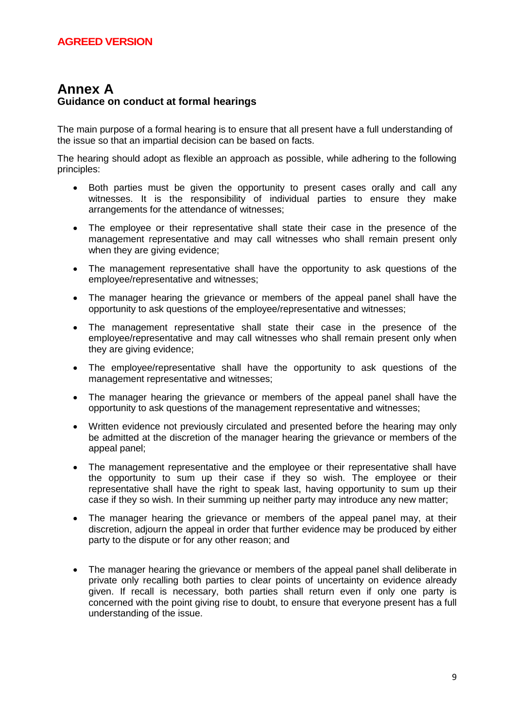**AGREED VERSION**

# Annex A

**Guidance on conduct at formal hearings**

The main purpose of a formal hearing is to ensure that all present have a full understanding of the issue so that an impartial decision can be based on facts.

The hearing should adopt as flexible an approach as possible, while adhering to the following principles:

- Both parties must be given the opportunity to present cases orally and call any witnesses. It is the responsibility of individual parties to ensure they make arrangements for the attendance of witnesses;
- The employee or their representative shall state their case in the presence of the management representative and may call witnesses who shall remain present only when they are giving evidence;
- The management representative shall have the opportunity to ask questions of the employee/representative and witnesses;
- The manager hearing the grievance or members of the appeal panel shall have the opportunity to ask questions of the employee/representative and witnesses;
- The management representative shall state their case in the presence of the employee/representative and may call witnesses who shall remain present only when they are giving evidence;
- The employee/representative shall have the opportunity to ask questions of the management representative and witnesses;
- The manager hearing the grievance or members of the appeal panel shall have the opportunity to ask questions of the management representative and witnesses;
- Written evidence not previously circulated and presented before the hearing may only be admitted at the discretion of the manager hearing the grievance or members of the appeal panel;
- The management representative and the employee or their representative shall have the opportunity to sum up their case if they so wish. The employee or their representative shall have the right to speak last, having opportunity to sum up their case if they so wish. In their summing up neither party may introduce any new matter;
- The manager hearing the grievance or members of the appeal panel may, at their discretion, adjourn the appeal in order that further evidence may be produced by either party to the dispute or for any other reason; and
- The manager hearing the grievance or members of the appeal panel shall deliberate in private only recalling both parties to clear points of uncertainty on evidence already given. If recall is necessary, both parties shall return even if only one party is concerned with the point giving rise to doubt, to ensure that everyone present has a full understanding of the issue.